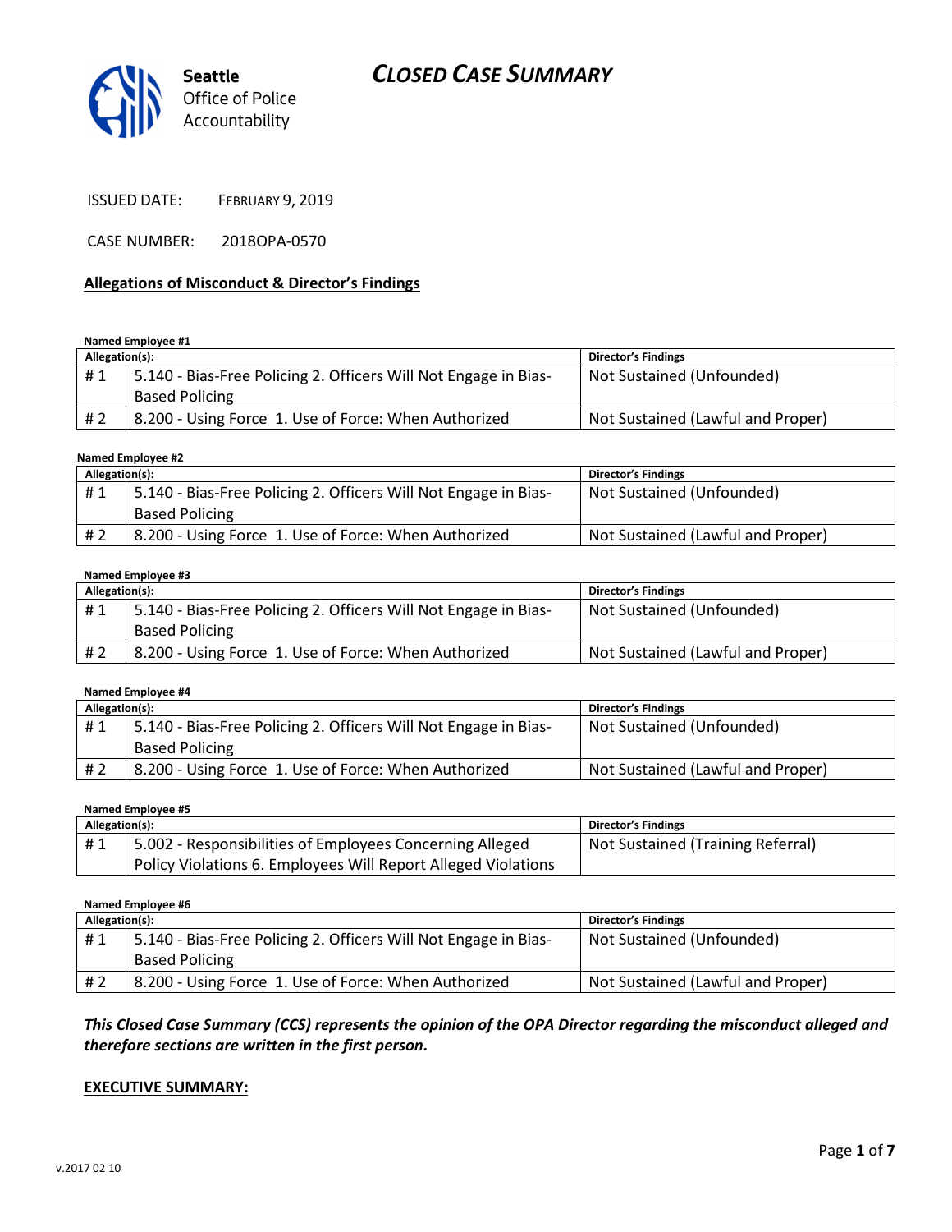# CLOSED CASE SUMMARY

Seattle Office of Police Accountability

ISSUED DATE: FEBRUARY 9, 2019

CASE NUMBER: 2018OPA-0570

## Allegations of Misconduct & Director's Findings

**Named Employee #1**

| Allegation(s): | | Director's Findings |
|---|---|---|
| # 1 | 5.140 - Bias-Free Policing 2. Officers Will Not Engage in Bias-Based Policing | Not Sustained (Unfounded) |
| # 2 | 8.200 - Using Force 1. Use of Force: When Authorized | Not Sustained (Lawful and Proper) |

**Named Employee #2**

| Allegation(s): | | Director's Findings |
|---|---|---|
| # 1 | 5.140 - Bias-Free Policing 2. Officers Will Not Engage in Bias-Based Policing | Not Sustained (Unfounded) |
| # 2 | 8.200 - Using Force 1. Use of Force: When Authorized | Not Sustained (Lawful and Proper) |

**Named Employee #3**

| Allegation(s): | | Director's Findings |
|---|---|---|
| # 1 | 5.140 - Bias-Free Policing 2. Officers Will Not Engage in Bias-Based Policing | Not Sustained (Unfounded) |
| # 2 | 8.200 - Using Force 1. Use of Force: When Authorized | Not Sustained (Lawful and Proper) |

**Named Employee #4**

| Allegation(s): | | Director's Findings |
|---|---|---|
| # 1 | 5.140 - Bias-Free Policing 2. Officers Will Not Engage in Bias-Based Policing | Not Sustained (Unfounded) |
| # 2 | 8.200 - Using Force 1. Use of Force: When Authorized | Not Sustained (Lawful and Proper) |

**Named Employee #5**

| Allegation(s): | | Director's Findings |
|---|---|---|
| # 1 | 5.002 - Responsibilities of Employees Concerning Alleged Policy Violations 6. Employees Will Report Alleged Violations | Not Sustained (Training Referral) |

**Named Employee #6**

| Allegation(s): | | Director's Findings |
|---|---|---|
| # 1 | 5.140 - Bias-Free Policing 2. Officers Will Not Engage in Bias-Based Policing | Not Sustained (Unfounded) |
| # 2 | 8.200 - Using Force 1. Use of Force: When Authorized | Not Sustained (Lawful and Proper) |

***This Closed Case Summary (CCS) represents the opinion of the OPA Director regarding the misconduct alleged and therefore sections are written in the first person.***

**EXECUTIVE SUMMARY:**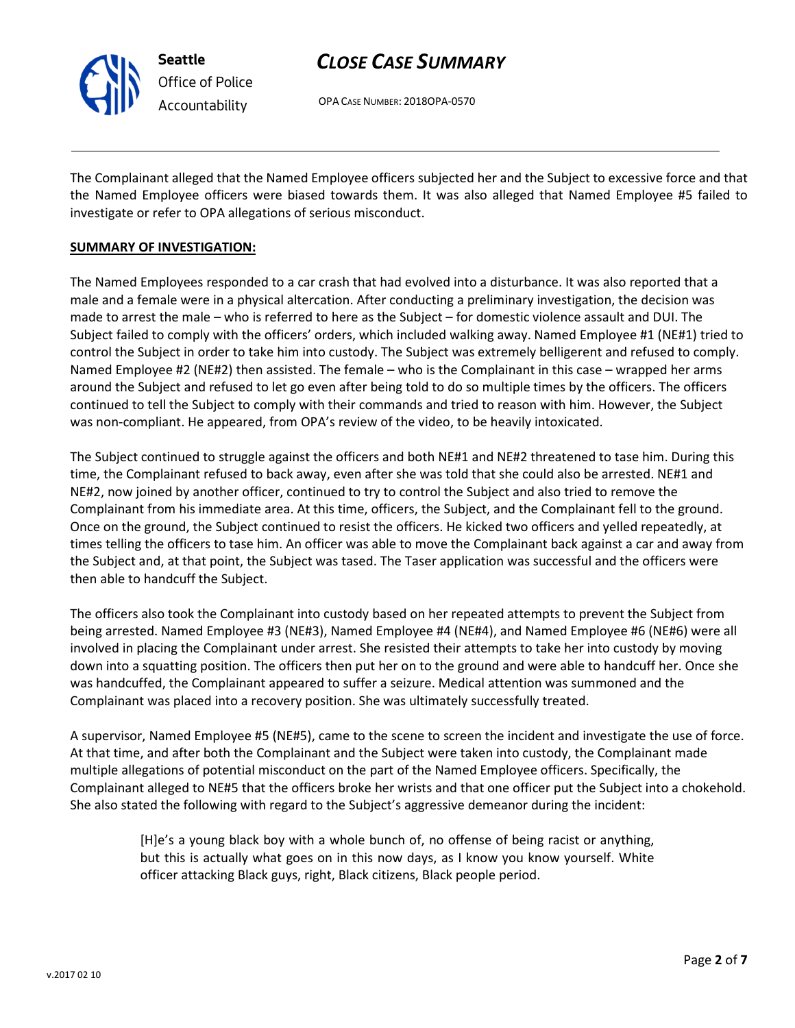The Complainant alleged that the Named Employee officers subjected her and the Subject to excessive force and that the Named Employee officers were biased towards them. It was also alleged that Named Employee #5 failed to investigate or refer to OPA allegations of serious misconduct.

**SUMMARY OF INVESTIGATION:**

The Named Employees responded to a car crash that had evolved into a disturbance. It was also reported that a male and a female were in a physical altercation. After conducting a preliminary investigation, the decision was made to arrest the male – who is referred to here as the Subject – for domestic violence assault and DUI. The Subject failed to comply with the officers' orders, which included walking away. Named Employee #1 (NE#1) tried to control the Subject in order to take him into custody. The Subject was extremely belligerent and refused to comply. Named Employee #2 (NE#2) then assisted. The female – who is the Complainant in this case – wrapped her arms around the Subject and refused to let go even after being told to do so multiple times by the officers. The officers continued to tell the Subject to comply with their commands and tried to reason with him. However, the Subject was non-compliant. He appeared, from OPA's review of the video, to be heavily intoxicated.

The Subject continued to struggle against the officers and both NE#1 and NE#2 threatened to tase him. During this time, the Complainant refused to back away, even after she was told that she could also be arrested. NE#1 and NE#2, now joined by another officer, continued to try to control the Subject and also tried to remove the Complainant from his immediate area. At this time, officers, the Subject, and the Complainant fell to the ground. Once on the ground, the Subject continued to resist the officers. He kicked two officers and yelled repeatedly, at times telling the officers to tase him. An officer was able to move the Complainant back against a car and away from the Subject and, at that point, the Subject was tased. The Taser application was successful and the officers were then able to handcuff the Subject.

The officers also took the Complainant into custody based on her repeated attempts to prevent the Subject from being arrested. Named Employee #3 (NE#3), Named Employee #4 (NE#4), and Named Employee #6 (NE#6) were all involved in placing the Complainant under arrest. She resisted their attempts to take her into custody by moving down into a squatting position. The officers then put her on to the ground and were able to handcuff her. Once she was handcuffed, the Complainant appeared to suffer a seizure. Medical attention was summoned and the Complainant was placed into a recovery position. She was ultimately successfully treated.

A supervisor, Named Employee #5 (NE#5), came to the scene to screen the incident and investigate the use of force. At that time, and after both the Complainant and the Subject were taken into custody, the Complainant made multiple allegations of potential misconduct on the part of the Named Employee officers. Specifically, the Complainant alleged to NE#5 that the officers broke her wrists and that one officer put the Subject into a chokehold. She also stated the following with regard to the Subject's aggressive demeanor during the incident:

> [H]e's a young black boy with a whole bunch of, no offense of being racist or anything, but this is actually what goes on in this now days, as I know you know yourself. White officer attacking Black guys, right, Black citizens, Black people period.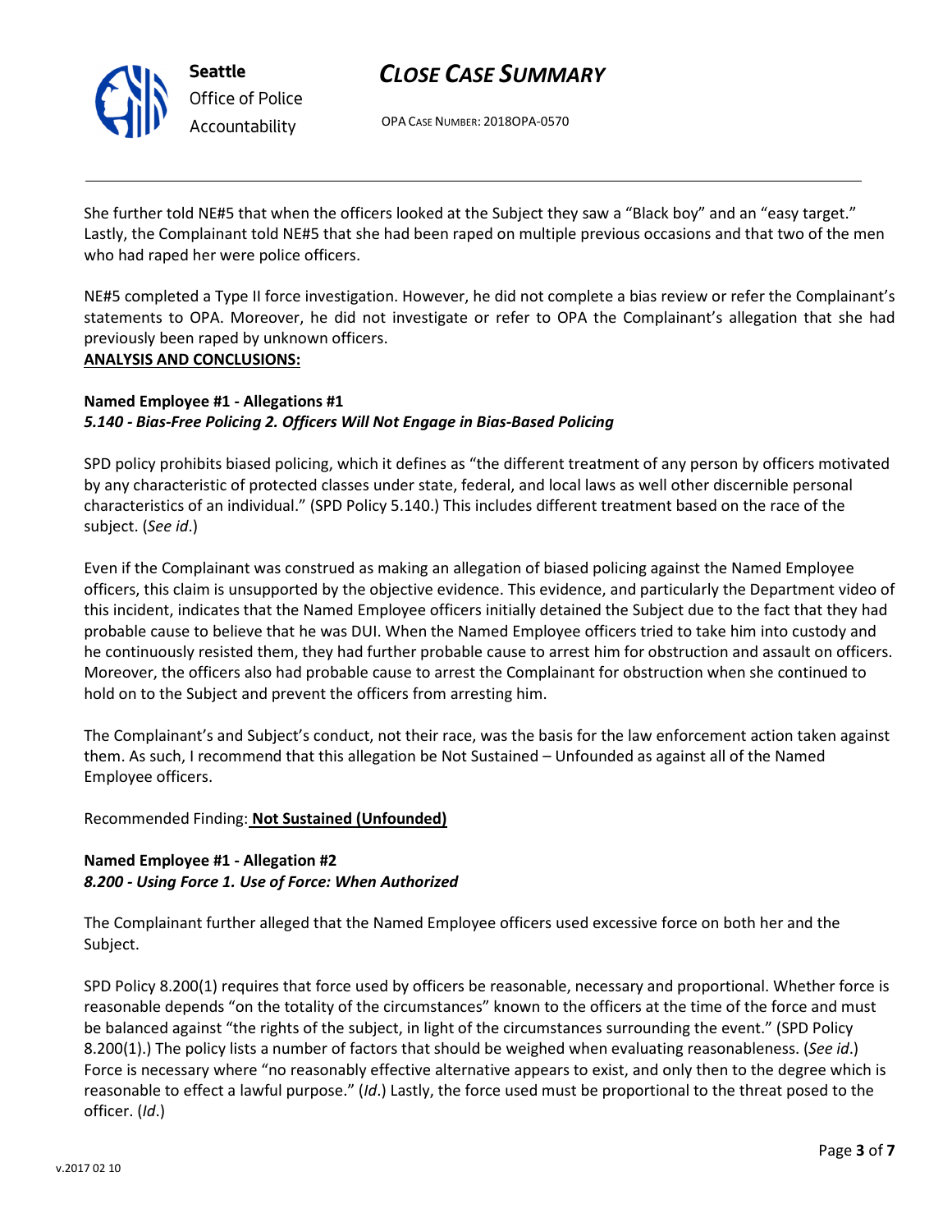She further told NE#5 that when the officers looked at the Subject they saw a "Black boy" and an "easy target." Lastly, the Complainant told NE#5 that she had been raped on multiple previous occasions and that two of the men who had raped her were police officers.

NE#5 completed a Type II force investigation. However, he did not complete a bias review or refer the Complainant's statements to OPA. Moreover, he did not investigate or refer to OPA the Complainant's allegation that she had previously been raped by unknown officers.

**ANALYSIS AND CONCLUSIONS:**

**Named Employee #1 - Allegations #1**
***5.140 - Bias-Free Policing 2. Officers Will Not Engage in Bias-Based Policing***

SPD policy prohibits biased policing, which it defines as "the different treatment of any person by officers motivated by any characteristic of protected classes under state, federal, and local laws as well other discernible personal characteristics of an individual." (SPD Policy 5.140.) This includes different treatment based on the race of the subject. (*See id*.)

Even if the Complainant was construed as making an allegation of biased policing against the Named Employee officers, this claim is unsupported by the objective evidence. This evidence, and particularly the Department video of this incident, indicates that the Named Employee officers initially detained the Subject due to the fact that they had probable cause to believe that he was DUI. When the Named Employee officers tried to take him into custody and he continuously resisted them, they had further probable cause to arrest him for obstruction and assault on officers. Moreover, the officers also had probable cause to arrest the Complainant for obstruction when she continued to hold on to the Subject and prevent the officers from arresting him.

The Complainant's and Subject's conduct, not their race, was the basis for the law enforcement action taken against them. As such, I recommend that this allegation be Not Sustained – Unfounded as against all of the Named Employee officers.

Recommended Finding: **Not Sustained (Unfounded)**

**Named Employee #1 - Allegation #2**
***8.200 - Using Force 1. Use of Force: When Authorized***

The Complainant further alleged that the Named Employee officers used excessive force on both her and the Subject.

SPD Policy 8.200(1) requires that force used by officers be reasonable, necessary and proportional. Whether force is reasonable depends "on the totality of the circumstances" known to the officers at the time of the force and must be balanced against "the rights of the subject, in light of the circumstances surrounding the event." (SPD Policy 8.200(1).) The policy lists a number of factors that should be weighed when evaluating reasonableness. (*See id*.) Force is necessary where "no reasonably effective alternative appears to exist, and only then to the degree which is reasonable to effect a lawful purpose." (*Id*.) Lastly, the force used must be proportional to the threat posed to the officer. (*Id*.)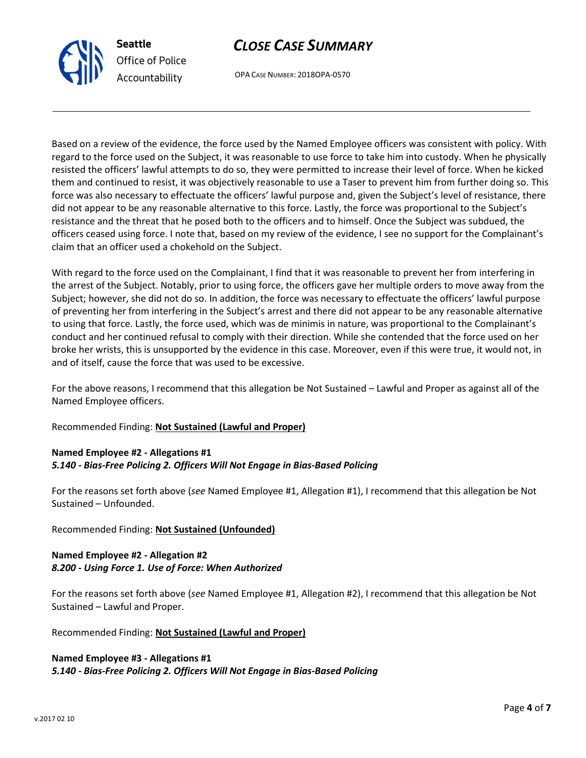Based on a review of the evidence, the force used by the Named Employee officers was consistent with policy. With regard to the force used on the Subject, it was reasonable to use force to take him into custody. When he physically resisted the officers' lawful attempts to do so, they were permitted to increase their level of force. When he kicked them and continued to resist, it was objectively reasonable to use a Taser to prevent him from further doing so. This force was also necessary to effectuate the officers' lawful purpose and, given the Subject's level of resistance, there did not appear to be any reasonable alternative to this force. Lastly, the force was proportional to the Subject's resistance and the threat that he posed both to the officers and to himself. Once the Subject was subdued, the officers ceased using force. I note that, based on my review of the evidence, I see no support for the Complainant's claim that an officer used a chokehold on the Subject.

With regard to the force used on the Complainant, I find that it was reasonable to prevent her from interfering in the arrest of the Subject. Notably, prior to using force, the officers gave her multiple orders to move away from the Subject; however, she did not do so. In addition, the force was necessary to effectuate the officers' lawful purpose of preventing her from interfering in the Subject's arrest and there did not appear to be any reasonable alternative to using that force. Lastly, the force used, which was de minimis in nature, was proportional to the Complainant's conduct and her continued refusal to comply with their direction. While she contended that the force used on her broke her wrists, this is unsupported by the evidence in this case. Moreover, even if this were true, it would not, in and of itself, cause the force that was used to be excessive.

For the above reasons, I recommend that this allegation be Not Sustained – Lawful and Proper as against all of the Named Employee officers.

Recommended Finding: **Not Sustained (Lawful and Proper)**

**Named Employee #2 - Allegations #1**
***5.140 - Bias-Free Policing 2. Officers Will Not Engage in Bias-Based Policing***

For the reasons set forth above (*see* Named Employee #1, Allegation #1), I recommend that this allegation be Not Sustained – Unfounded.

Recommended Finding: **Not Sustained (Unfounded)**

**Named Employee #2 - Allegation #2**
***8.200 - Using Force 1. Use of Force: When Authorized***

For the reasons set forth above (*see* Named Employee #1, Allegation #2), I recommend that this allegation be Not Sustained – Lawful and Proper.

Recommended Finding: **Not Sustained (Lawful and Proper)**

**Named Employee #3 - Allegations #1**
***5.140 - Bias-Free Policing 2. Officers Will Not Engage in Bias-Based Policing***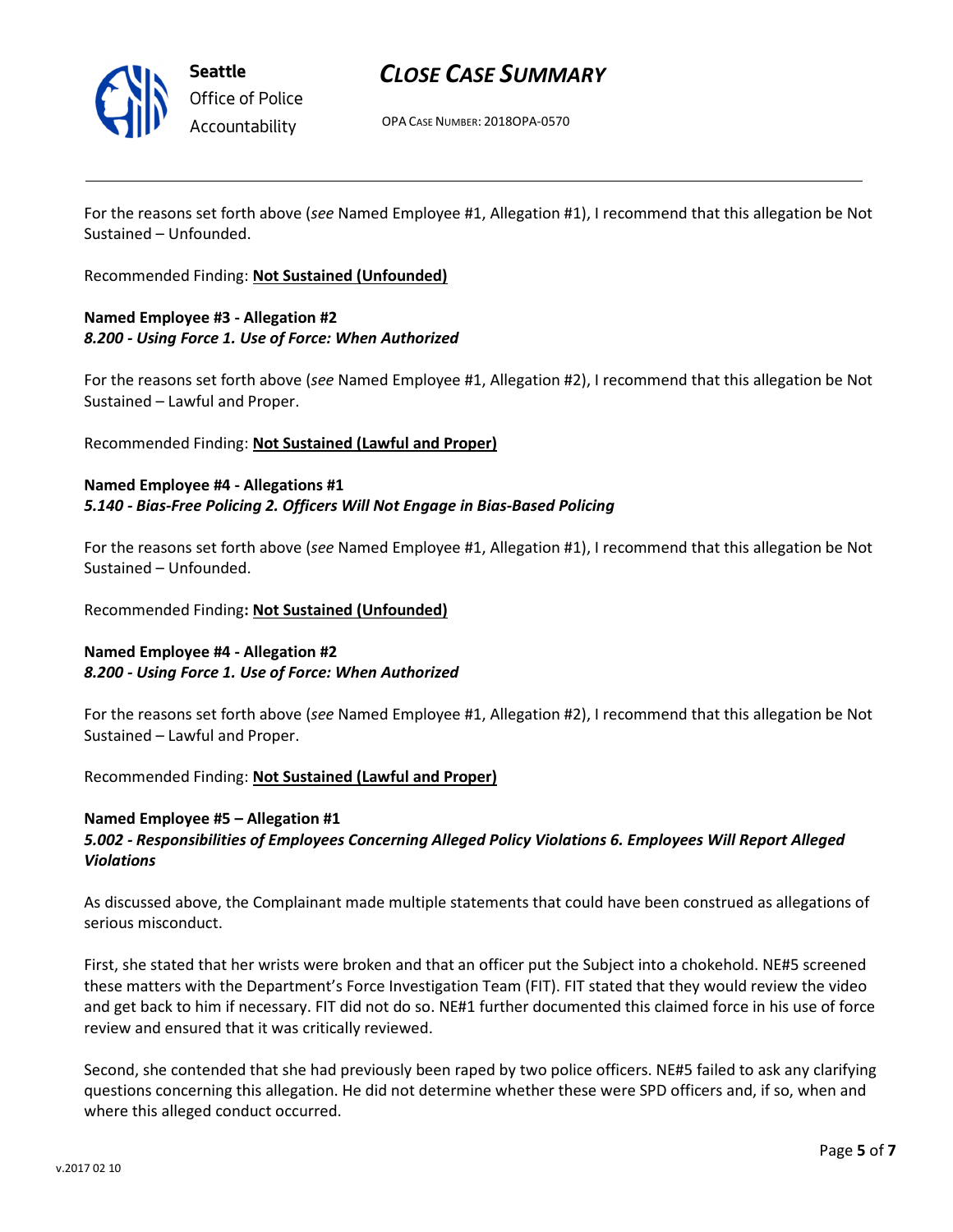For the reasons set forth above (*see* Named Employee #1, Allegation #1), I recommend that this allegation be Not Sustained – Unfounded.

Recommended Finding: **Not Sustained (Unfounded)**

**Named Employee #3 - Allegation #2**
***8.200 - Using Force 1. Use of Force: When Authorized***

For the reasons set forth above (*see* Named Employee #1, Allegation #2), I recommend that this allegation be Not Sustained – Lawful and Proper.

Recommended Finding: **Not Sustained (Lawful and Proper)**

**Named Employee #4 - Allegations #1**
***5.140 - Bias-Free Policing 2. Officers Will Not Engage in Bias-Based Policing***

For the reasons set forth above (*see* Named Employee #1, Allegation #1), I recommend that this allegation be Not Sustained – Unfounded.

Recommended Finding**: Not Sustained (Unfounded)**

**Named Employee #4 - Allegation #2**
***8.200 - Using Force 1. Use of Force: When Authorized***

For the reasons set forth above (*see* Named Employee #1, Allegation #2), I recommend that this allegation be Not Sustained – Lawful and Proper.

Recommended Finding: **Not Sustained (Lawful and Proper)**

**Named Employee #5 – Allegation #1**
***5.002 - Responsibilities of Employees Concerning Alleged Policy Violations 6. Employees Will Report Alleged Violations***

As discussed above, the Complainant made multiple statements that could have been construed as allegations of serious misconduct.

First, she stated that her wrists were broken and that an officer put the Subject into a chokehold. NE#5 screened these matters with the Department's Force Investigation Team (FIT). FIT stated that they would review the video and get back to him if necessary. FIT did not do so. NE#1 further documented this claimed force in his use of force review and ensured that it was critically reviewed.

Second, she contended that she had previously been raped by two police officers. NE#5 failed to ask any clarifying questions concerning this allegation. He did not determine whether these were SPD officers and, if so, when and where this alleged conduct occurred.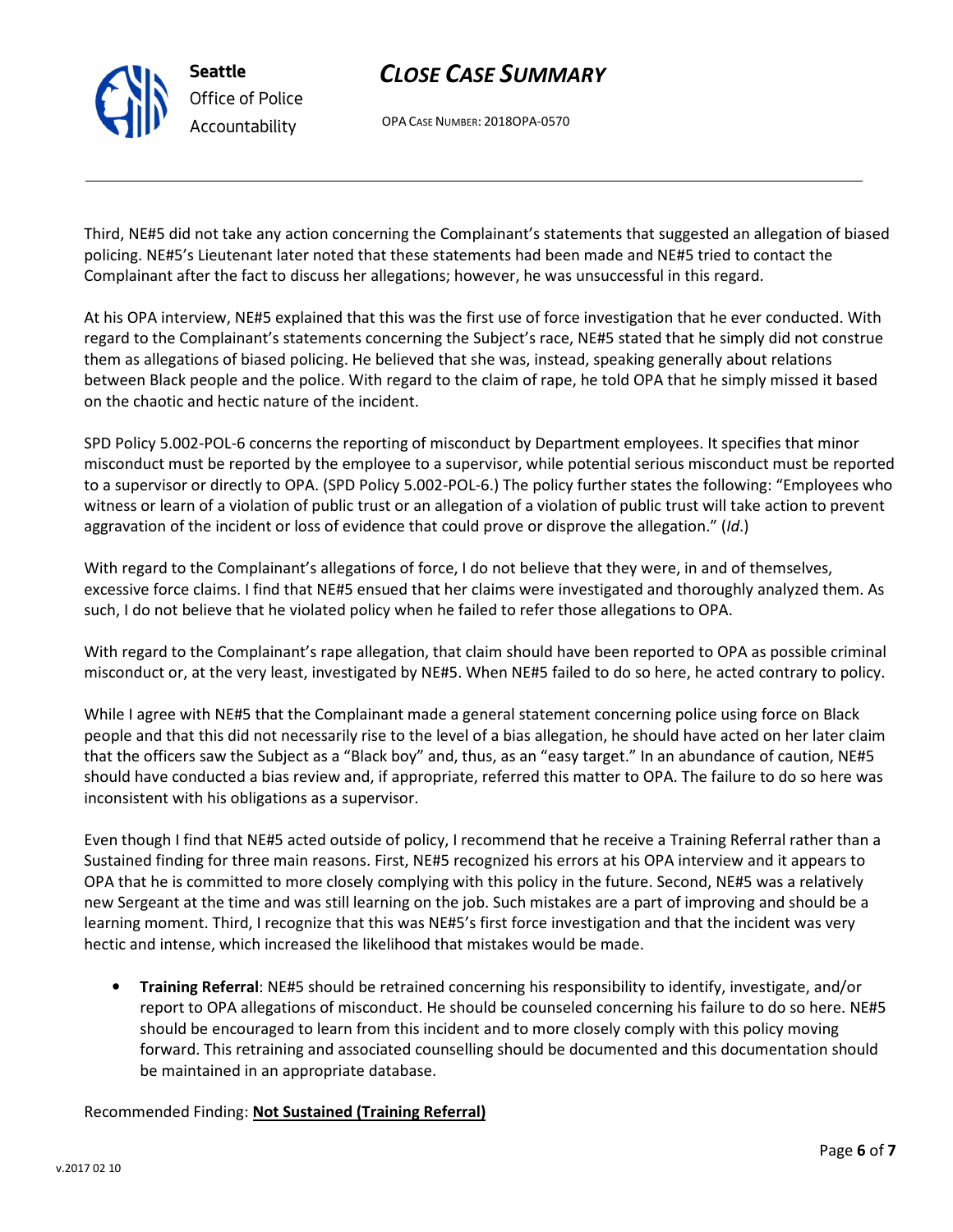Third, NE#5 did not take any action concerning the Complainant's statements that suggested an allegation of biased policing. NE#5's Lieutenant later noted that these statements had been made and NE#5 tried to contact the Complainant after the fact to discuss her allegations; however, he was unsuccessful in this regard.

At his OPA interview, NE#5 explained that this was the first use of force investigation that he ever conducted. With regard to the Complainant's statements concerning the Subject's race, NE#5 stated that he simply did not construe them as allegations of biased policing. He believed that she was, instead, speaking generally about relations between Black people and the police. With regard to the claim of rape, he told OPA that he simply missed it based on the chaotic and hectic nature of the incident.

SPD Policy 5.002-POL-6 concerns the reporting of misconduct by Department employees. It specifies that minor misconduct must be reported by the employee to a supervisor, while potential serious misconduct must be reported to a supervisor or directly to OPA. (SPD Policy 5.002-POL-6.) The policy further states the following: "Employees who witness or learn of a violation of public trust or an allegation of a violation of public trust will take action to prevent aggravation of the incident or loss of evidence that could prove or disprove the allegation." (*Id.*)

With regard to the Complainant's allegations of force, I do not believe that they were, in and of themselves, excessive force claims. I find that NE#5 ensued that her claims were investigated and thoroughly analyzed them. As such, I do not believe that he violated policy when he failed to refer those allegations to OPA.

With regard to the Complainant's rape allegation, that claim should have been reported to OPA as possible criminal misconduct or, at the very least, investigated by NE#5. When NE#5 failed to do so here, he acted contrary to policy.

While I agree with NE#5 that the Complainant made a general statement concerning police using force on Black people and that this did not necessarily rise to the level of a bias allegation, he should have acted on her later claim that the officers saw the Subject as a "Black boy" and, thus, as an "easy target." In an abundance of caution, NE#5 should have conducted a bias review and, if appropriate, referred this matter to OPA. The failure to do so here was inconsistent with his obligations as a supervisor.

Even though I find that NE#5 acted outside of policy, I recommend that he receive a Training Referral rather than a Sustained finding for three main reasons. First, NE#5 recognized his errors at his OPA interview and it appears to OPA that he is committed to more closely complying with this policy in the future. Second, NE#5 was a relatively new Sergeant at the time and was still learning on the job. Such mistakes are a part of improving and should be a learning moment. Third, I recognize that this was NE#5's first force investigation and that the incident was very hectic and intense, which increased the likelihood that mistakes would be made.

- **Training Referral**: NE#5 should be retrained concerning his responsibility to identify, investigate, and/or report to OPA allegations of misconduct. He should be counseled concerning his failure to do so here. NE#5 should be encouraged to learn from this incident and to more closely comply with this policy moving forward. This retraining and associated counselling should be documented and this documentation should be maintained in an appropriate database.

Recommended Finding: **Not Sustained (Training Referral)**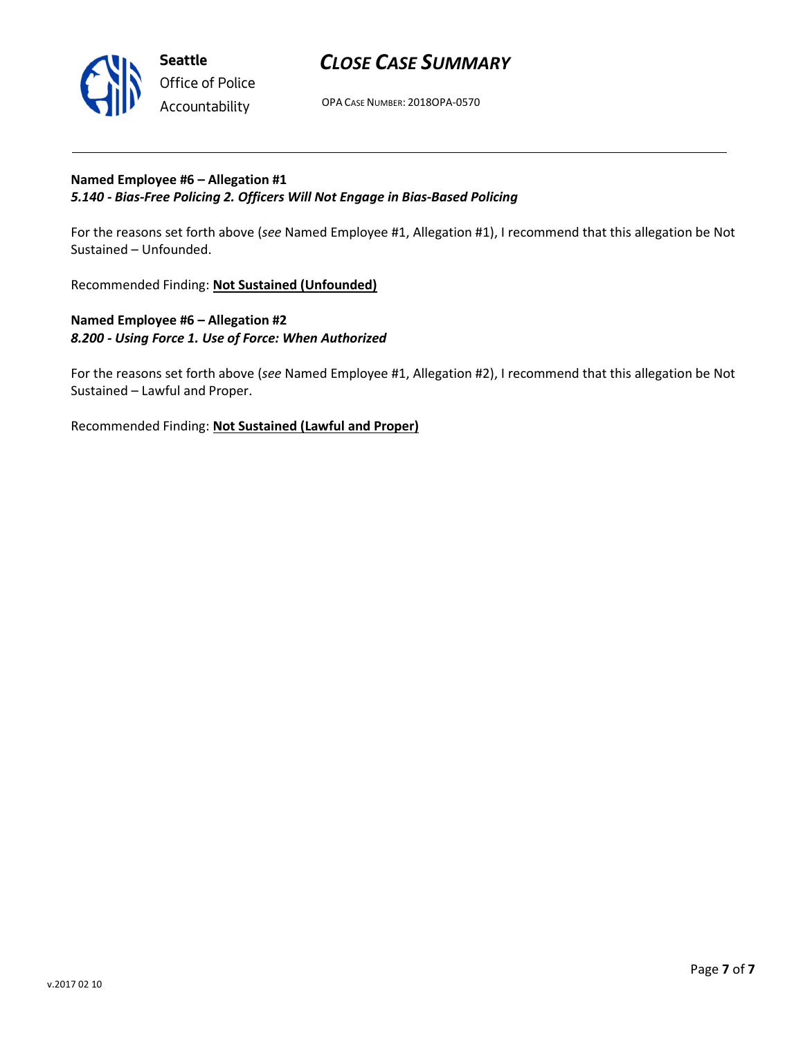**Named Employee #6 – Allegation #1**
***5.140 - Bias-Free Policing 2. Officers Will Not Engage in Bias-Based Policing***

For the reasons set forth above (*see* Named Employee #1, Allegation #1), I recommend that this allegation be Not Sustained – Unfounded.

Recommended Finding: **Not Sustained (Unfounded)**

**Named Employee #6 – Allegation #2**
***8.200 - Using Force 1. Use of Force: When Authorized***

For the reasons set forth above (*see* Named Employee #1, Allegation #2), I recommend that this allegation be Not Sustained – Lawful and Proper.

Recommended Finding: **Not Sustained (Lawful and Proper)**